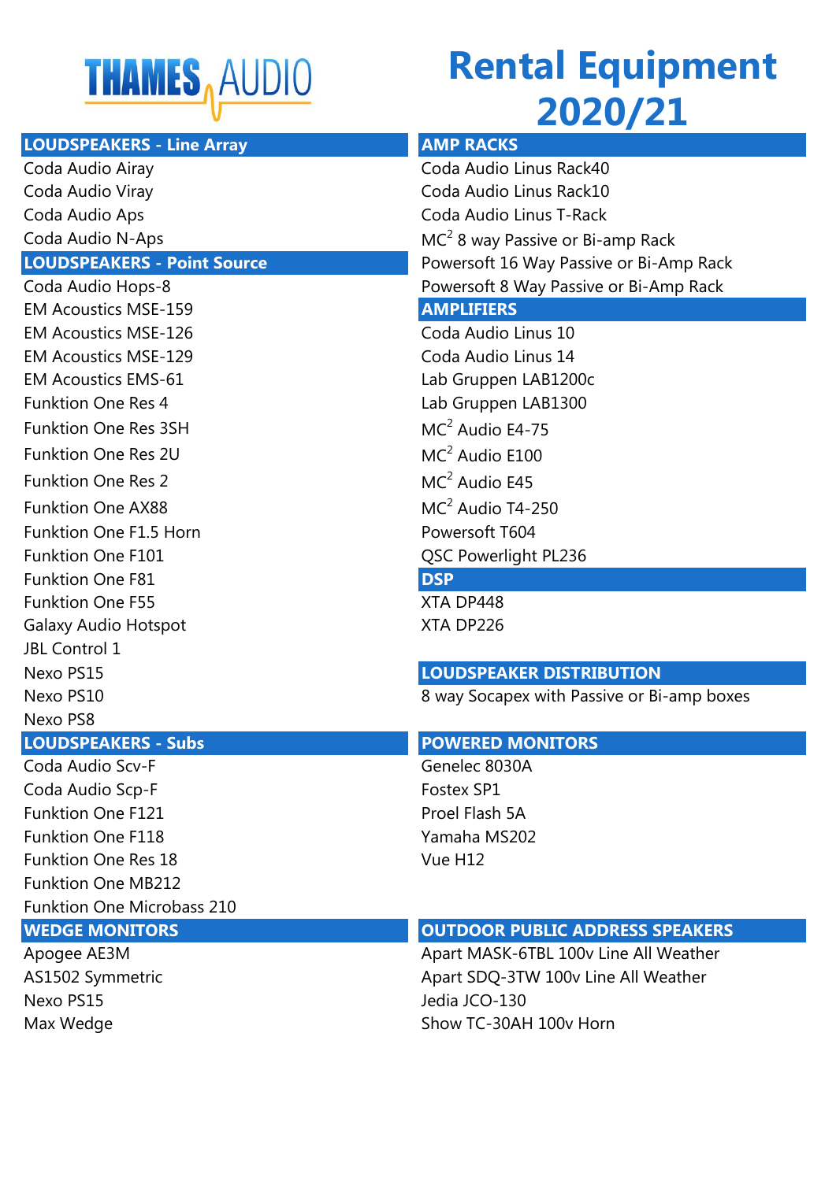THAMES AUDIO

# Rental Equipment 2020/21

## LOUDSPEAKERS - Line Array

Coda Audio Airay
Coda Audio Viray
Coda Audio Aps
Coda Audio N-Aps

## LOUDSPEAKERS - Point Source

Coda Audio Hops-8
EM Acoustics MSE-159
EM Acoustics MSE-126
EM Acoustics MSE-129
EM Acoustics EMS-61
Funktion One Res 4
Funktion One Res 3SH
Funktion One Res 2U
Funktion One Res 2
Funktion One AX88
Funktion One F1.5 Horn
Funktion One F101
Funktion One F81
Funktion One F55
Galaxy Audio Hotspot
JBL Control 1
Nexo PS15
Nexo PS10
Nexo PS8

## LOUDSPEAKERS - Subs

Coda Audio Scv-F
Coda Audio Scp-F
Funktion One F121
Funktion One F118
Funktion One Res 18
Funktion One MB212
Funktion One Microbass 210

## WEDGE MONITORS

Apogee AE3M
AS1502 Symmetric
Nexo PS15
Max Wedge

## AMP RACKS

Coda Audio Linus Rack40
Coda Audio Linus Rack10
Coda Audio Linus T-Rack
$MC^2$ 8 way Passive or Bi-amp Rack
Powersoft 16 Way Passive or Bi-Amp Rack
Powersoft 8 Way Passive or Bi-Amp Rack

## AMPLIFIERS

Coda Audio Linus 10
Coda Audio Linus 14
Lab Gruppen LAB1200c
Lab Gruppen LAB1300
$MC^2$ Audio E4-75
$MC^2$ Audio E100
$MC^2$ Audio E45
$MC^2$ Audio T4-250
Powersoft T604
QSC Powerlight PL236

## DSP

XTA DP448
XTA DP226

## LOUDSPEAKER DISTRIBUTION

8 way Socapex with Passive or Bi-amp boxes

## POWERED MONITORS

Genelec 8030A
Fostex SP1
Proel Flash 5A
Yamaha MS202
Vue H12

## OUTDOOR PUBLIC ADDRESS SPEAKERS

Apart MASK-6TBL 100v Line All Weather
Apart SDQ-3TW 100v Line All Weather
Jedia JCO-130
Show TC-30AH 100v Horn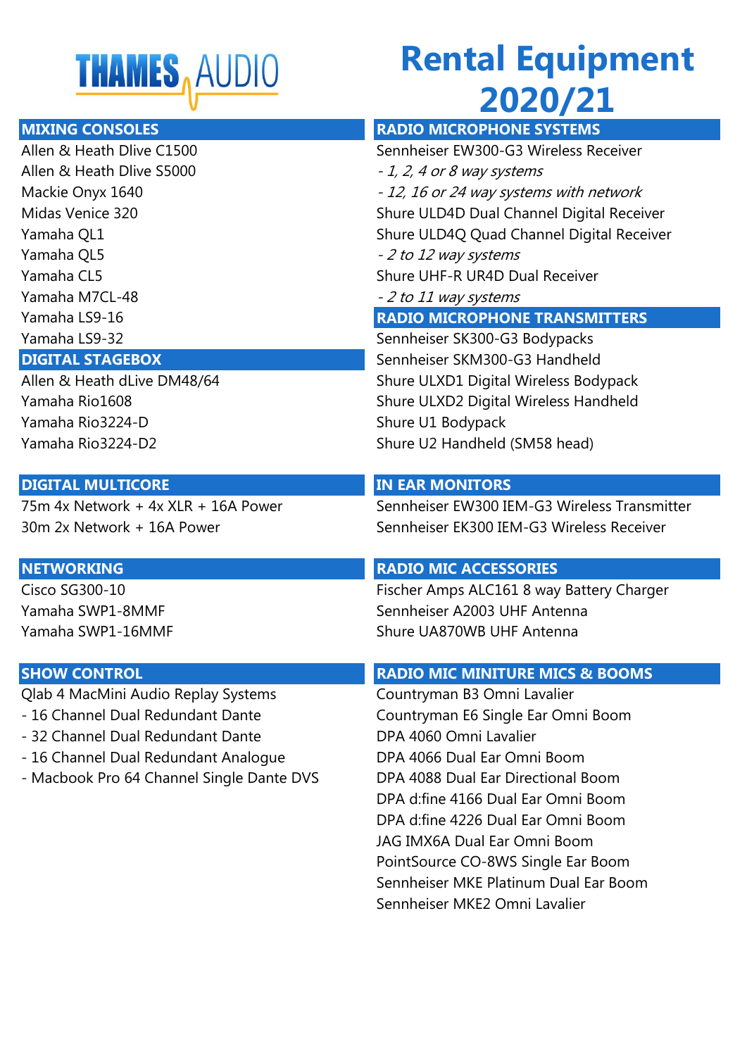THAMES AUDIO

# Rental Equipment 2020/21

## MIXING CONSOLES

Allen & Heath Dlive C1500
Allen & Heath Dlive S5000
Mackie Onyx 1640
Midas Venice 320
Yamaha QL1
Yamaha QL5
Yamaha CL5
Yamaha M7CL-48
Yamaha LS9-16
Yamaha LS9-32

## DIGITAL STAGEBOX

Allen & Heath dLive DM48/64
Yamaha Rio1608
Yamaha Rio3224-D
Yamaha Rio3224-D2

## DIGITAL MULTICORE

75m 4x Network + 4x XLR + 16A Power
30m 2x Network + 16A Power

## NETWORKING

Cisco SG300-10
Yamaha SWP1-8MMF
Yamaha SWP1-16MMF

## SHOW CONTROL

Qlab 4 MacMini Audio Replay Systems
- 16 Channel Dual Redundant Dante
- 32 Channel Dual Redundant Dante
- 16 Channel Dual Redundant Analogue
- Macbook Pro 64 Channel Single Dante DVS

## RADIO MICROPHONE SYSTEMS

Sennheiser EW300-G3 Wireless Receiver
*- 1, 2, 4 or 8 way systems*
*- 12, 16 or 24 way systems with network*
Shure ULD4D Dual Channel Digital Receiver
Shure ULD4Q Quad Channel Digital Receiver
*- 2 to 12 way systems*
Shure UHF-R UR4D Dual Receiver
*- 2 to 11 way systems*

## RADIO MICROPHONE TRANSMITTERS

Sennheiser SK300-G3 Bodypacks
Sennheiser SKM300-G3 Handheld
Shure ULXD1 Digital Wireless Bodypack
Shure ULXD2 Digital Wireless Handheld
Shure U1 Bodypack
Shure U2 Handheld (SM58 head)

## IN EAR MONITORS

Sennheiser EW300 IEM-G3 Wireless Transmitter
Sennheiser EK300 IEM-G3 Wireless Receiver

## RADIO MIC ACCESSORIES

Fischer Amps ALC161 8 way Battery Charger
Sennheiser A2003 UHF Antenna
Shure UA870WB UHF Antenna

## RADIO MIC MINITURE MICS & BOOMS

Countryman B3 Omni Lavalier
Countryman E6 Single Ear Omni Boom
DPA 4060 Omni Lavalier
DPA 4066 Dual Ear Omni Boom
DPA 4088 Dual Ear Directional Boom
DPA d:fine 4166 Dual Ear Omni Boom
DPA d:fine 4226 Dual Ear Omni Boom
JAG IMX6A Dual Ear Omni Boom
PointSource CO-8WS Single Ear Boom
Sennheiser MKE Platinum Dual Ear Boom
Sennheiser MKE2 Omni Lavalier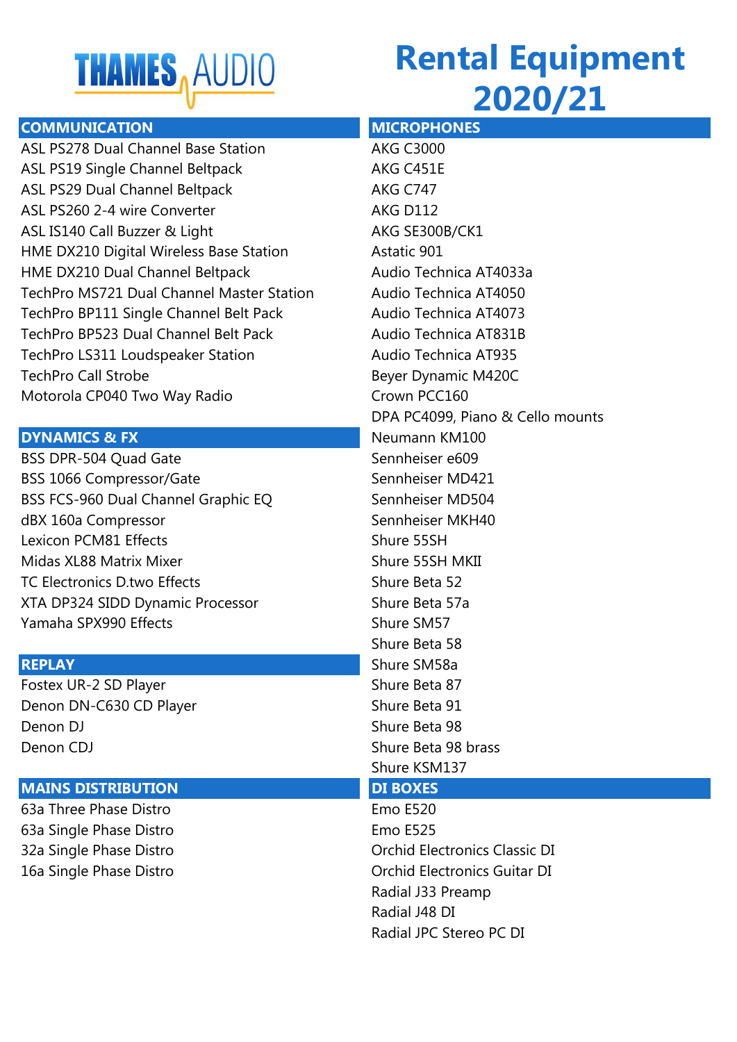THAMES AUDIO

# Rental Equipment 2020/21

## COMMUNICATION

ASL PS278 Dual Channel Base Station
ASL PS19 Single Channel Beltpack
ASL PS29 Dual Channel Beltpack
ASL PS260 2-4 wire Converter
ASL IS140 Call Buzzer & Light
HME DX210 Digital Wireless Base Station
HME DX210 Dual Channel Beltpack
TechPro MS721 Dual Channel Master Station
TechPro BP111 Single Channel Belt Pack
TechPro BP523 Dual Channel Belt Pack
TechPro LS311 Loudspeaker Station
TechPro Call Strobe
Motorola CP040 Two Way Radio

## DYNAMICS & FX

BSS DPR-504 Quad Gate
BSS 1066 Compressor/Gate
BSS FCS-960 Dual Channel Graphic EQ
dBX 160a Compressor
Lexicon PCM81 Effects
Midas XL88 Matrix Mixer
TC Electronics D.two Effects
XTA DP324 SIDD Dynamic Processor
Yamaha SPX990 Effects

## REPLAY

Fostex UR-2 SD Player
Denon DN-C630 CD Player
Denon DJ
Denon CDJ

## MAINS DISTRIBUTION

63a Three Phase Distro
63a Single Phase Distro
32a Single Phase Distro
16a Single Phase Distro

## MICROPHONES

AKG C3000
AKG C451E
AKG C747
AKG D112
AKG SE300B/CK1
Astatic 901
Audio Technica AT4033a
Audio Technica AT4050
Audio Technica AT4073
Audio Technica AT831B
Audio Technica AT935
Beyer Dynamic M420C
Crown PCC160
DPA PC4099, Piano & Cello mounts
Neumann KM100
Sennheiser e609
Sennheiser MD421
Sennheiser MD504
Sennheiser MKH40
Shure 55SH
Shure 55SH MKII
Shure Beta 52
Shure Beta 57a
Shure SM57
Shure Beta 58
Shure SM58a
Shure Beta 87
Shure Beta 91
Shure Beta 98
Shure Beta 98 brass
Shure KSM137

## DI BOXES

Emo E520
Emo E525
Orchid Electronics Classic DI
Orchid Electronics Guitar DI
Radial J33 Preamp
Radial J48 DI
Radial JPC Stereo PC DI